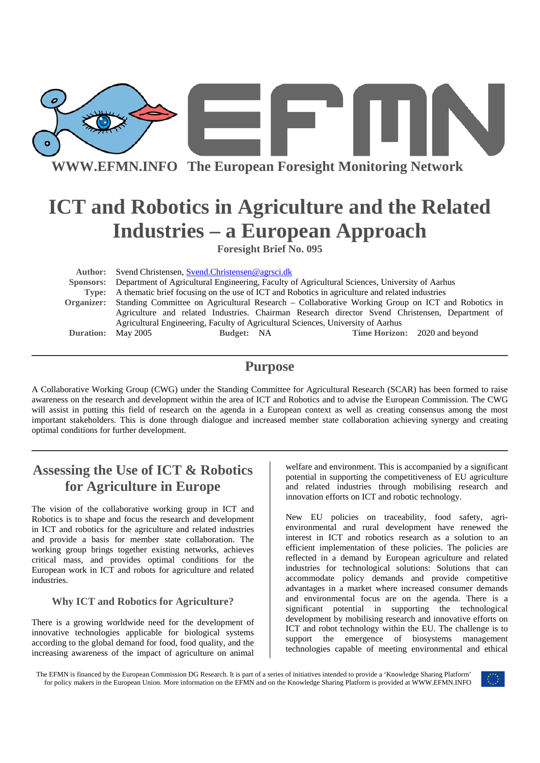WWW.EFMN.INFO The European Foresight Monitoring Network

# ICT and Robotics in Agriculture and the Related Industries – a European Approach

**Foresight Brief No. 095**

**Author:** Svend Christensen, Svend.Christensen@agrsci.dk
**Sponsors:** Department of Agricultural Engineering, Faculty of Agricultural Sciences, University of Aarhus
**Type:** A thematic brief focusing on the use of ICT and Robotics in agriculture and related industries
**Organizer:** Standing Committee on Agricultural Research – Collaborative Working Group on ICT and Robotics in Agriculture and related Industries. Chairman Research director Svend Christensen, Department of Agricultural Engineering, Faculty of Agricultural Sciences, University of Aarhus
**Duration:** May 2005 **Budget:** NA **Time Horizon:** 2020 and beyond

## Purpose

A Collaborative Working Group (CWG) under the Standing Committee for Agricultural Research (SCAR) has been formed to raise awareness on the research and development within the area of ICT and Robotics and to advise the European Commission. The CWG will assist in putting this field of research on the agenda in a European context as well as creating consensus among the most important stakeholders. This is done through dialogue and increased member state collaboration achieving synergy and creating optimal conditions for further development.

## Assessing the Use of ICT & Robotics for Agriculture in Europe

The vision of the collaborative working group in ICT and Robotics is to shape and focus the research and development in ICT and robotics for the agriculture and related industries and provide a basis for member state collaboration. The working group brings together existing networks, achieves critical mass, and provides optimal conditions for the European work in ICT and robots for agriculture and related industries.

### Why ICT and Robotics for Agriculture?

There is a growing worldwide need for the development of innovative technologies applicable for biological systems according to the global demand for food, food quality, and the increasing awareness of the impact of agriculture on animal welfare and environment. This is accompanied by a significant potential in supporting the competitiveness of EU agriculture and related industries through mobilising research and innovation efforts on ICT and robotic technology.

New EU policies on traceability, food safety, agri-environmental and rural development have renewed the interest in ICT and robotics research as a solution to an efficient implementation of these policies. The policies are reflected in a demand by European agriculture and related industries for technological solutions: Solutions that can accommodate policy demands and provide competitive advantages in a market where increased consumer demands and environmental focus are on the agenda. There is a significant potential in supporting the technological development by mobilising research and innovative efforts on ICT and robot technology within the EU. The challenge is to support the emergence of biosystems management technologies capable of meeting environmental and ethical

The EFMN is financed by the European Commission DG Research. It is part of a series of initiatives intended to provide a 'Knowledge Sharing Platform' for policy makers in the European Union. More information on the EFMN and on the Knowledge Sharing Platform is provided at WWW.EFMN.INFO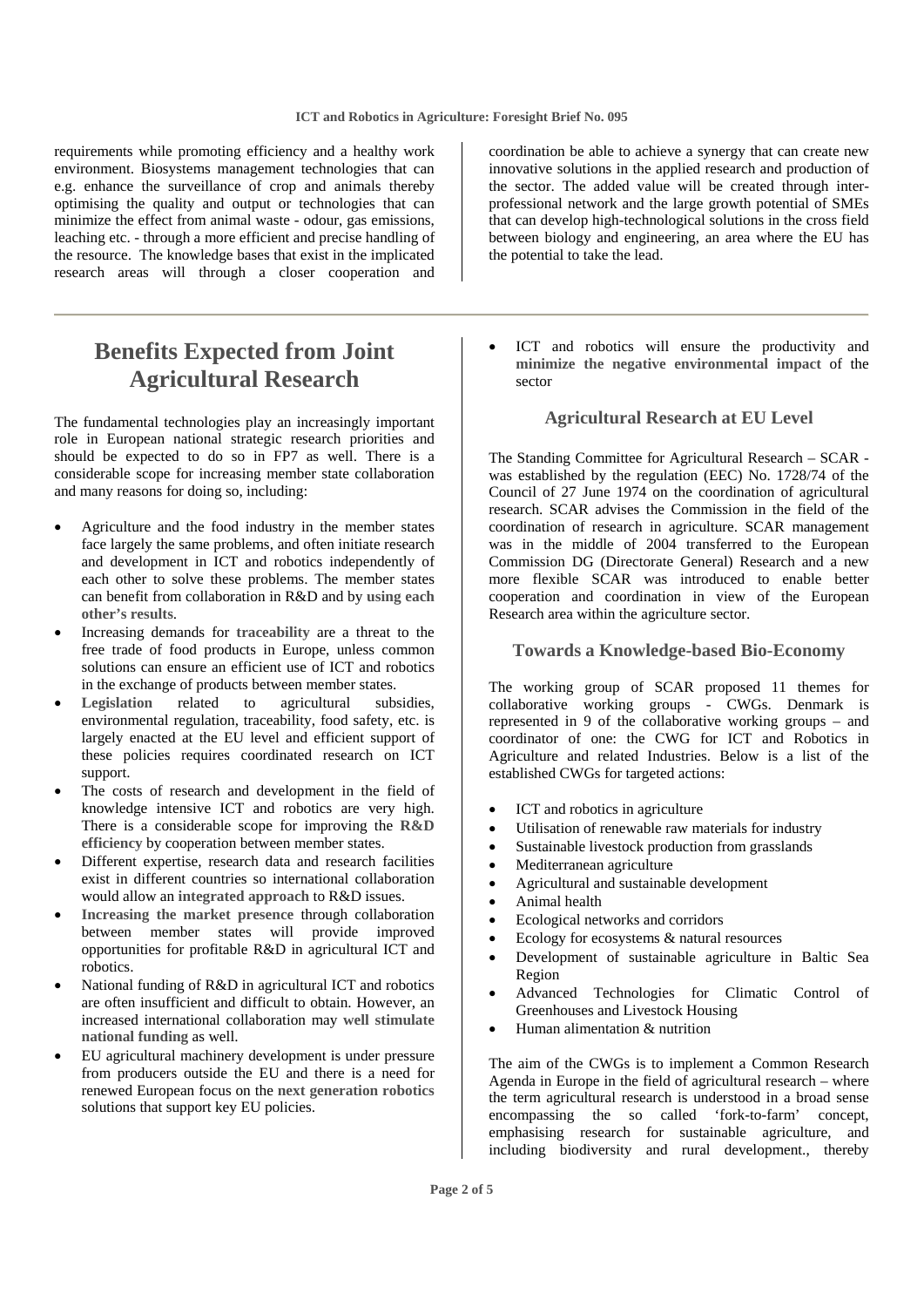requirements while promoting efficiency and a healthy work environment. Biosystems management technologies that can e.g. enhance the surveillance of crop and animals thereby optimising the quality and output or technologies that can minimize the effect from animal waste - odour, gas emissions, leaching etc. - through a more efficient and precise handling of the resource. The knowledge bases that exist in the implicated research areas will through a closer cooperation and coordination be able to achieve a synergy that can create new innovative solutions in the applied research and production of the sector. The added value will be created through inter-professional network and the large growth potential of SMEs that can develop high-technological solutions in the cross field between biology and engineering, an area where the EU has the potential to take the lead.

# Benefits Expected from Joint Agricultural Research

The fundamental technologies play an increasingly important role in European national strategic research priorities and should be expected to do so in FP7 as well. There is a considerable scope for increasing member state collaboration and many reasons for doing so, including:

- Agriculture and the food industry in the member states face largely the same problems, and often initiate research and development in ICT and robotics independently of each other to solve these problems. The member states can benefit from collaboration in R&D and by **using each other's results**.
- Increasing demands for **traceability** are a threat to the free trade of food products in Europe, unless common solutions can ensure an efficient use of ICT and robotics in the exchange of products between member states.
- **Legislation** related to agricultural subsidies, environmental regulation, traceability, food safety, etc. is largely enacted at the EU level and efficient support of these policies requires coordinated research on ICT support.
- The costs of research and development in the field of knowledge intensive ICT and robotics are very high. There is a considerable scope for improving the **R&D efficiency** by cooperation between member states.
- Different expertise, research data and research facilities exist in different countries so international collaboration would allow an **integrated approach** to R&D issues.
- **Increasing the market presence** through collaboration between member states will provide improved opportunities for profitable R&D in agricultural ICT and robotics.
- National funding of R&D in agricultural ICT and robotics are often insufficient and difficult to obtain. However, an increased international collaboration may **well stimulate national funding** as well.
- EU agricultural machinery development is under pressure from producers outside the EU and there is a need for renewed European focus on the **next generation robotics** solutions that support key EU policies.
- ICT and robotics will ensure the productivity and **minimize the negative environmental impact** of the sector

## Agricultural Research at EU Level

The Standing Committee for Agricultural Research – SCAR - was established by the regulation (EEC) No. 1728/74 of the Council of 27 June 1974 on the coordination of agricultural research. SCAR advises the Commission in the field of the coordination of research in agriculture. SCAR management was in the middle of 2004 transferred to the European Commission DG (Directorate General) Research and a new more flexible SCAR was introduced to enable better cooperation and coordination in view of the European Research area within the agriculture sector.

## Towards a Knowledge-based Bio-Economy

The working group of SCAR proposed 11 themes for collaborative working groups - CWGs. Denmark is represented in 9 of the collaborative working groups – and coordinator of one: the CWG for ICT and Robotics in Agriculture and related Industries. Below is a list of the established CWGs for targeted actions:

- ICT and robotics in agriculture
- Utilisation of renewable raw materials for industry
- Sustainable livestock production from grasslands
- Mediterranean agriculture
- Agricultural and sustainable development
- Animal health
- Ecological networks and corridors
- Ecology for ecosystems & natural resources
- Development of sustainable agriculture in Baltic Sea Region
- Advanced Technologies for Climatic Control of Greenhouses and Livestock Housing
- Human alimentation & nutrition

The aim of the CWGs is to implement a Common Research Agenda in Europe in the field of agricultural research – where the term agricultural research is understood in a broad sense encompassing the so called 'fork-to-farm' concept, emphasising research for sustainable agriculture, and including biodiversity and rural development., thereby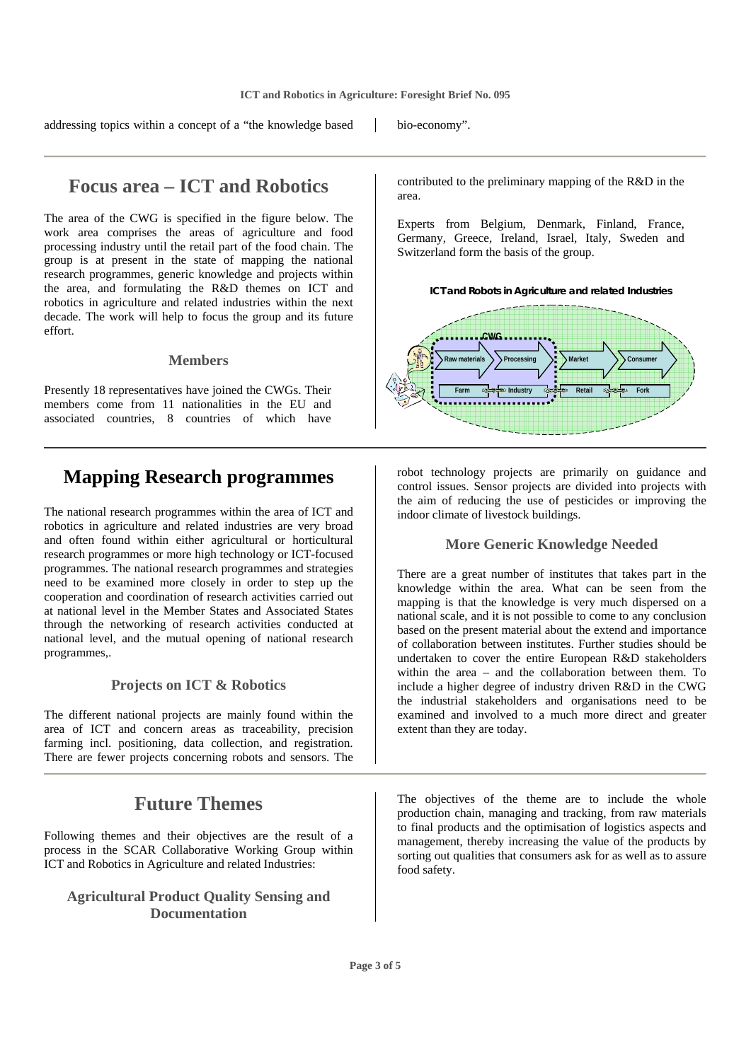addressing topics within a concept of a "the knowledge based bio-economy".

## Focus area – ICT and Robotics

The area of the CWG is specified in the figure below. The work area comprises the areas of agriculture and food processing industry until the retail part of the food chain. The group is at present in the state of mapping the national research programmes, generic knowledge and projects within the area, and formulating the R&D themes on ICT and robotics in agriculture and related industries within the next decade. The work will help to focus the group and its future effort.

### Members

Presently 18 representatives have joined the CWGs. Their members come from 11 nationalities in the EU and associated countries, 8 countries of which have contributed to the preliminary mapping of the R&D in the area.

Experts from Belgium, Denmark, Finland, France, Germany, Greece, Ireland, Israel, Italy, Sweden and Switzerland form the basis of the group.

ICT and Robots in Agriculture and related Industries

CWG

Raw materials → Processing → Market → Consumer

Farm – Industry – Retail – Fork

## Mapping Research programmes

The national research programmes within the area of ICT and robotics in agriculture and related industries are very broad and often found within either agricultural or horticultural research programmes or more high technology or ICT-focused programmes. The national research programmes and strategies need to be examined more closely in order to step up the cooperation and coordination of research activities carried out at national level in the Member States and Associated States through the networking of research activities conducted at national level, and the mutual opening of national research programmes,.

### Projects on ICT & Robotics

The different national projects are mainly found within the area of ICT and concern areas as traceability, precision farming incl. positioning, data collection, and registration. There are fewer projects concerning robots and sensors. The robot technology projects are primarily on guidance and control issues. Sensor projects are divided into projects with the aim of reducing the use of pesticides or improving the indoor climate of livestock buildings.

### More Generic Knowledge Needed

There are a great number of institutes that takes part in the knowledge within the area. What can be seen from the mapping is that the knowledge is very much dispersed on a national scale, and it is not possible to come to any conclusion based on the present material about the extend and importance of collaboration between institutes. Further studies should be undertaken to cover the entire European R&D stakeholders within the area – and the collaboration between them. To include a higher degree of industry driven R&D in the CWG the industrial stakeholders and organisations need to be examined and involved to a much more direct and greater extent than they are today.

## Future Themes

Following themes and their objectives are the result of a process in the SCAR Collaborative Working Group within ICT and Robotics in Agriculture and related Industries:

### Agricultural Product Quality Sensing and Documentation

The objectives of the theme are to include the whole production chain, managing and tracking, from raw materials to final products and the optimisation of logistics aspects and management, thereby increasing the value of the products by sorting out qualities that consumers ask for as well as to assure food safety.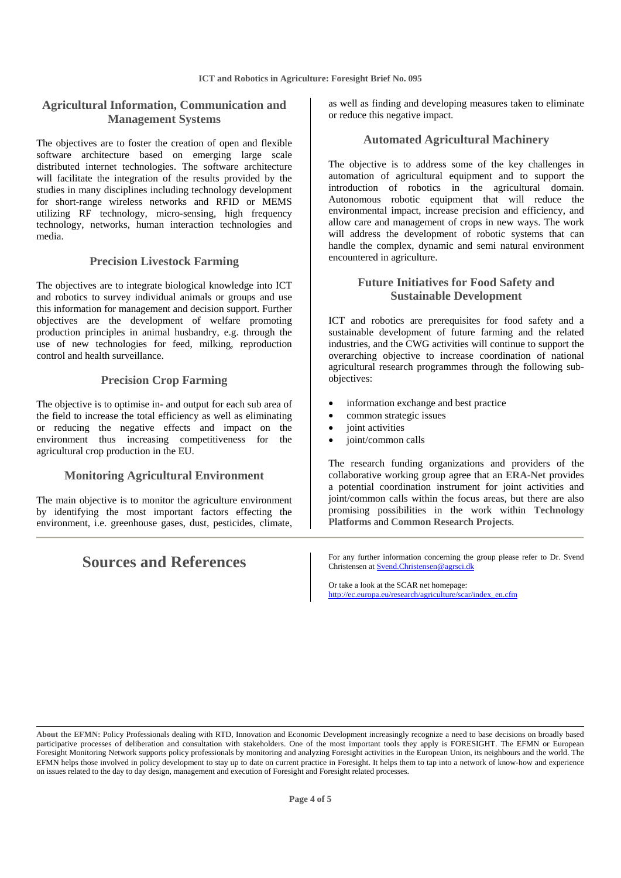### Agricultural Information, Communication and Management Systems

The objectives are to foster the creation of open and flexible software architecture based on emerging large scale distributed internet technologies. The software architecture will facilitate the integration of the results provided by the studies in many disciplines including technology development for short-range wireless networks and RFID or MEMS utilizing RF technology, micro-sensing, high frequency technology, networks, human interaction technologies and media.

### Precision Livestock Farming

The objectives are to integrate biological knowledge into ICT and robotics to survey individual animals or groups and use this information for management and decision support. Further objectives are the development of welfare promoting production principles in animal husbandry, e.g. through the use of new technologies for feed, milking, reproduction control and health surveillance.

### Precision Crop Farming

The objective is to optimise in- and output for each sub area of the field to increase the total efficiency as well as eliminating or reducing the negative effects and impact on the environment thus increasing competitiveness for the agricultural crop production in the EU.

### Monitoring Agricultural Environment

The main objective is to monitor the agriculture environment by identifying the most important factors effecting the environment, i.e. greenhouse gases, dust, pesticides, climate, as well as finding and developing measures taken to eliminate or reduce this negative impact.

### Automated Agricultural Machinery

The objective is to address some of the key challenges in automation of agricultural equipment and to support the introduction of robotics in the agricultural domain. Autonomous robotic equipment that will reduce the environmental impact, increase precision and efficiency, and allow care and management of crops in new ways. The work will address the development of robotic systems that can handle the complex, dynamic and semi natural environment encountered in agriculture.

### Future Initiatives for Food Safety and Sustainable Development

ICT and robotics are prerequisites for food safety and a sustainable development of future farming and the related industries, and the CWG activities will continue to support the overarching objective to increase coordination of national agricultural research programmes through the following sub-objectives:

- information exchange and best practice
- common strategic issues
- joint activities
- joint/common calls

The research funding organizations and providers of the collaborative working group agree that an **ERA-Net** provides a potential coordination instrument for joint activities and joint/common calls within the focus areas, but there are also promising possibilities in the work within **Technology Platforms** and **Common Research Projects**.

## Sources and References

For any further information concerning the group please refer to Dr. Svend Christensen at Svend.Christensen@agrsci.dk

Or take a look at the SCAR net homepage:
http://ec.europa.eu/research/agriculture/scar/index_en.cfm

**About the EFMN:** Policy Professionals dealing with RTD, Innovation and Economic Development increasingly recognize a need to base decisions on broadly based participative processes of deliberation and consultation with stakeholders. One of the most important tools they apply is FORESIGHT. The EFMN or European Foresight Monitoring Network supports policy professionals by monitoring and analyzing Foresight activities in the European Union, its neighbours and the world. The EFMN helps those involved in policy development to stay up to date on current practice in Foresight. It helps them to tap into a network of know-how and experience on issues related to the day to day design, management and execution of Foresight and Foresight related processes.